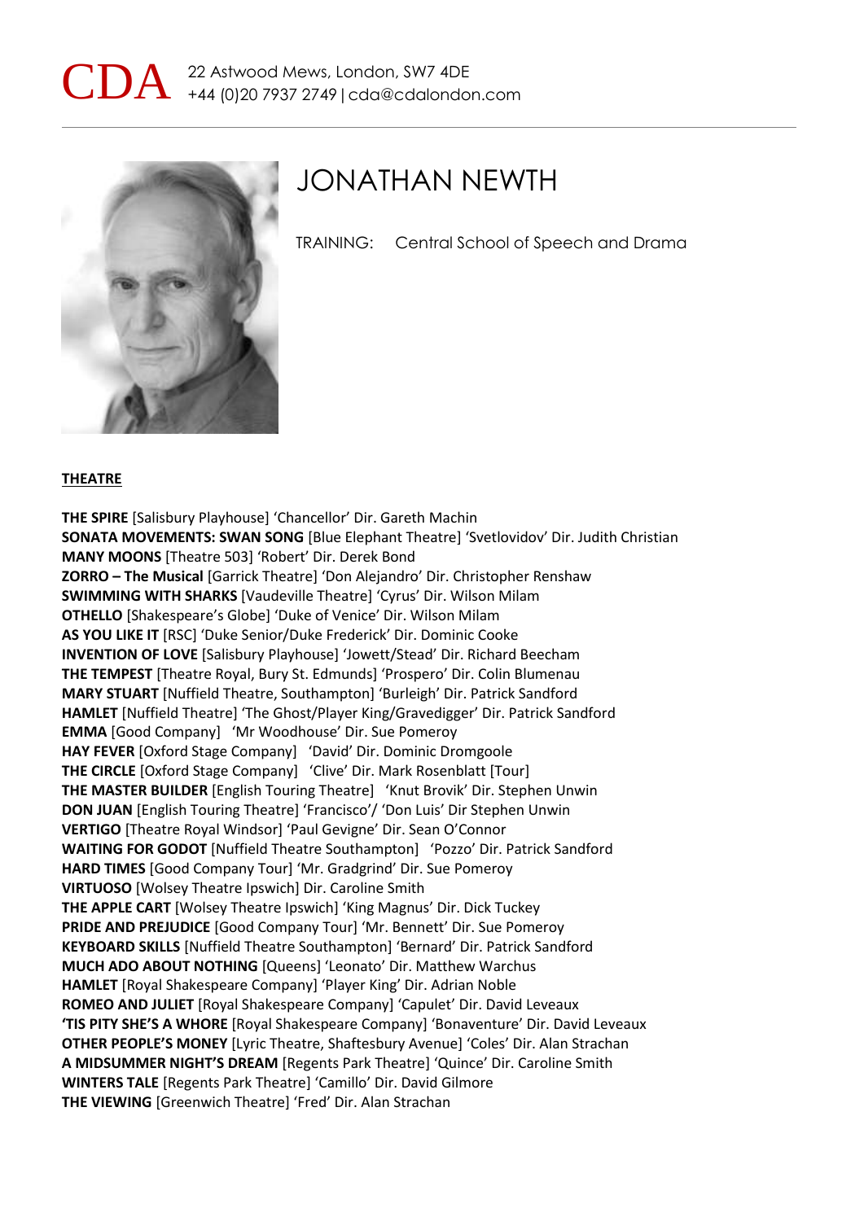CDA 22 Astwood Mews, London, SW7 4DE
+44 (0)20 7937 2749 | cda@cdalondon.com

# JONATHAN NEWTH

TRAINING: Central School of Speech and Drama

## THEATRE

**THE SPIRE** [Salisbury Playhouse] 'Chancellor' Dir. Gareth Machin
**SONATA MOVEMENTS: SWAN SONG** [Blue Elephant Theatre] 'Svetlovidov' Dir. Judith Christian
**MANY MOONS** [Theatre 503] 'Robert' Dir. Derek Bond
**ZORRO – The Musical** [Garrick Theatre] 'Don Alejandro' Dir. Christopher Renshaw
**SWIMMING WITH SHARKS** [Vaudeville Theatre] 'Cyrus' Dir. Wilson Milam
**OTHELLO** [Shakespeare's Globe] 'Duke of Venice' Dir. Wilson Milam
**AS YOU LIKE IT** [RSC] 'Duke Senior/Duke Frederick' Dir. Dominic Cooke
**INVENTION OF LOVE** [Salisbury Playhouse] 'Jowett/Stead' Dir. Richard Beecham
**THE TEMPEST** [Theatre Royal, Bury St. Edmunds] 'Prospero' Dir. Colin Blumenau
**MARY STUART** [Nuffield Theatre, Southampton] 'Burleigh' Dir. Patrick Sandford
**HAMLET** [Nuffield Theatre] 'The Ghost/Player King/Gravedigger' Dir. Patrick Sandford
**EMMA** [Good Company] 'Mr Woodhouse' Dir. Sue Pomeroy
**HAY FEVER** [Oxford Stage Company] 'David' Dir. Dominic Dromgoole
**THE CIRCLE** [Oxford Stage Company] 'Clive' Dir. Mark Rosenblatt [Tour]
**THE MASTER BUILDER** [English Touring Theatre] 'Knut Brovik' Dir. Stephen Unwin
**DON JUAN** [English Touring Theatre] 'Francisco'/ 'Don Luis' Dir Stephen Unwin
**VERTIGO** [Theatre Royal Windsor] 'Paul Gevigne' Dir. Sean O'Connor
**WAITING FOR GODOT** [Nuffield Theatre Southampton] 'Pozzo' Dir. Patrick Sandford
**HARD TIMES** [Good Company Tour] 'Mr. Gradgrind' Dir. Sue Pomeroy
**VIRTUOSO** [Wolsey Theatre Ipswich] Dir. Caroline Smith
**THE APPLE CART** [Wolsey Theatre Ipswich] 'King Magnus' Dir. Dick Tuckey
**PRIDE AND PREJUDICE** [Good Company Tour] 'Mr. Bennett' Dir. Sue Pomeroy
**KEYBOARD SKILLS** [Nuffield Theatre Southampton] 'Bernard' Dir. Patrick Sandford
**MUCH ADO ABOUT NOTHING** [Queens] 'Leonato' Dir. Matthew Warchus
**HAMLET** [Royal Shakespeare Company] 'Player King' Dir. Adrian Noble
**ROMEO AND JULIET** [Royal Shakespeare Company] 'Capulet' Dir. David Leveaux
**'TIS PITY SHE'S A WHORE** [Royal Shakespeare Company] 'Bonaventure' Dir. David Leveaux
**OTHER PEOPLE'S MONEY** [Lyric Theatre, Shaftesbury Avenue] 'Coles' Dir. Alan Strachan
**A MIDSUMMER NIGHT'S DREAM** [Regents Park Theatre] 'Quince' Dir. Caroline Smith
**WINTERS TALE** [Regents Park Theatre] 'Camillo' Dir. David Gilmore
**THE VIEWING** [Greenwich Theatre] 'Fred' Dir. Alan Strachan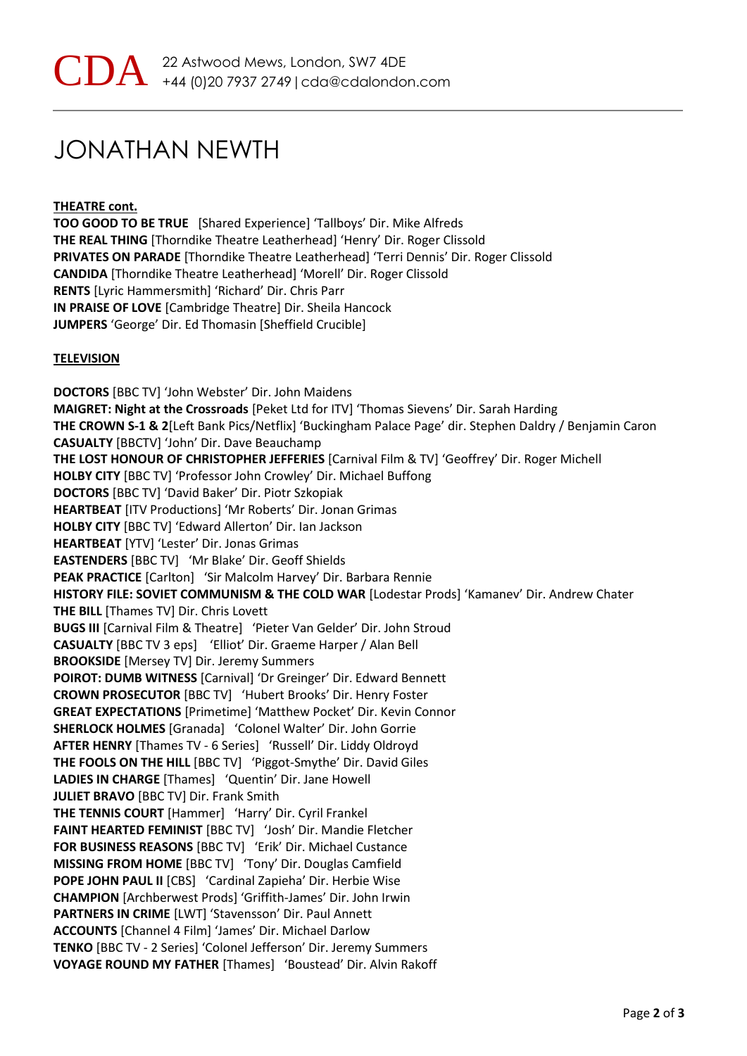CDA 22 Astwood Mews, London, SW7 4DE
+44 (0)20 7937 2749 | cda@cdalondon.com

# JONATHAN NEWTH

**THEATRE cont.**

**TOO GOOD TO BE TRUE** [Shared Experience] 'Tallboys' Dir. Mike Alfreds
**THE REAL THING** [Thorndike Theatre Leatherhead] 'Henry' Dir. Roger Clissold
**PRIVATES ON PARADE** [Thorndike Theatre Leatherhead] 'Terri Dennis' Dir. Roger Clissold
**CANDIDA** [Thorndike Theatre Leatherhead] 'Morell' Dir. Roger Clissold
**RENTS** [Lyric Hammersmith] 'Richard' Dir. Chris Parr
**IN PRAISE OF LOVE** [Cambridge Theatre] Dir. Sheila Hancock
**JUMPERS** 'George' Dir. Ed Thomasin [Sheffield Crucible]

**TELEVISION**

**DOCTORS** [BBC TV] 'John Webster' Dir. John Maidens
**MAIGRET: Night at the Crossroads** [Peket Ltd for ITV] 'Thomas Sievens' Dir. Sarah Harding
**THE CROWN S-1 & 2**[Left Bank Pics/Netflix] 'Buckingham Palace Page' dir. Stephen Daldry / Benjamin Caron
**CASUALTY** [BBCTV] 'John' Dir. Dave Beauchamp
**THE LOST HONOUR OF CHRISTOPHER JEFFERIES** [Carnival Film & TV] 'Geoffrey' Dir. Roger Michell
**HOLBY CITY** [BBC TV] 'Professor John Crowley' Dir. Michael Buffong
**DOCTORS** [BBC TV] 'David Baker' Dir. Piotr Szkopiak
**HEARTBEAT** [ITV Productions] 'Mr Roberts' Dir. Jonan Grimas
**HOLBY CITY** [BBC TV] 'Edward Allerton' Dir. Ian Jackson
**HEARTBEAT** [YTV] 'Lester' Dir. Jonas Grimas
**EASTENDERS** [BBC TV] 'Mr Blake' Dir. Geoff Shields
**PEAK PRACTICE** [Carlton] 'Sir Malcolm Harvey' Dir. Barbara Rennie
**HISTORY FILE: SOVIET COMMUNISM & THE COLD WAR** [Lodestar Prods] 'Kamanev' Dir. Andrew Chater
**THE BILL** [Thames TV] Dir. Chris Lovett
**BUGS III** [Carnival Film & Theatre] 'Pieter Van Gelder' Dir. John Stroud
**CASUALTY** [BBC TV 3 eps] 'Elliot' Dir. Graeme Harper / Alan Bell
**BROOKSIDE** [Mersey TV] Dir. Jeremy Summers
**POIROT: DUMB WITNESS** [Carnival] 'Dr Greinger' Dir. Edward Bennett
**CROWN PROSECUTOR** [BBC TV] 'Hubert Brooks' Dir. Henry Foster
**GREAT EXPECTATIONS** [Primetime] 'Matthew Pocket' Dir. Kevin Connor
**SHERLOCK HOLMES** [Granada] 'Colonel Walter' Dir. John Gorrie
**AFTER HENRY** [Thames TV - 6 Series] 'Russell' Dir. Liddy Oldroyd
**THE FOOLS ON THE HILL** [BBC TV] 'Piggot-Smythe' Dir. David Giles
**LADIES IN CHARGE** [Thames] 'Quentin' Dir. Jane Howell
**JULIET BRAVO** [BBC TV] Dir. Frank Smith
**THE TENNIS COURT** [Hammer] 'Harry' Dir. Cyril Frankel
**FAINT HEARTED FEMINIST** [BBC TV] 'Josh' Dir. Mandie Fletcher
**FOR BUSINESS REASONS** [BBC TV] 'Erik' Dir. Michael Custance
**MISSING FROM HOME** [BBC TV] 'Tony' Dir. Douglas Camfield
**POPE JOHN PAUL II** [CBS] 'Cardinal Zapieha' Dir. Herbie Wise
**CHAMPION** [Archberwest Prods] 'Griffith-James' Dir. John Irwin
**PARTNERS IN CRIME** [LWT] 'Stavensson' Dir. Paul Annett
**ACCOUNTS** [Channel 4 Film] 'James' Dir. Michael Darlow
**TENKO** [BBC TV - 2 Series] 'Colonel Jefferson' Dir. Jeremy Summers
**VOYAGE ROUND MY FATHER** [Thames] 'Boustead' Dir. Alvin Rakoff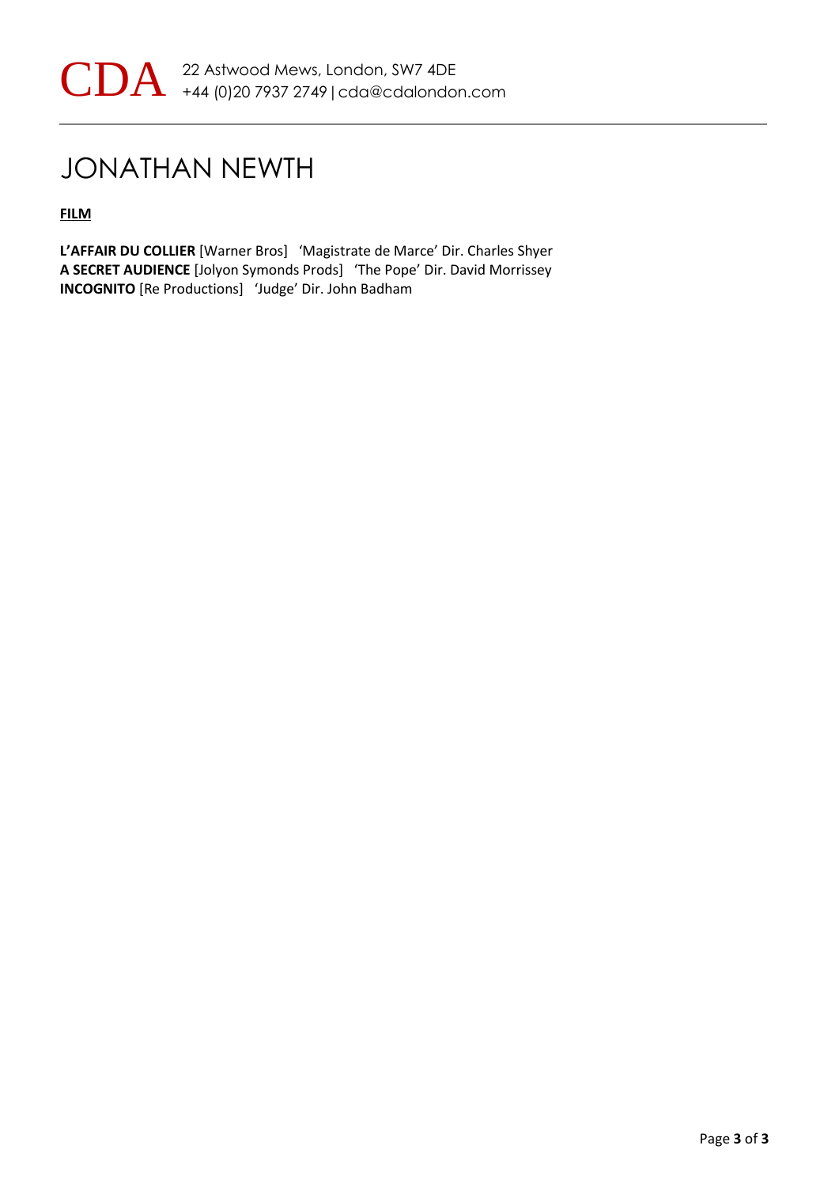# JONATHAN NEWTH

**FILM**

**L'AFFAIR DU COLLIER** [Warner Bros] 'Magistrate de Marce' Dir. Charles Shyer
**A SECRET AUDIENCE** [Jolyon Symonds Prods] 'The Pope' Dir. David Morrissey
**INCOGNITO** [Re Productions] 'Judge' Dir. John Badham